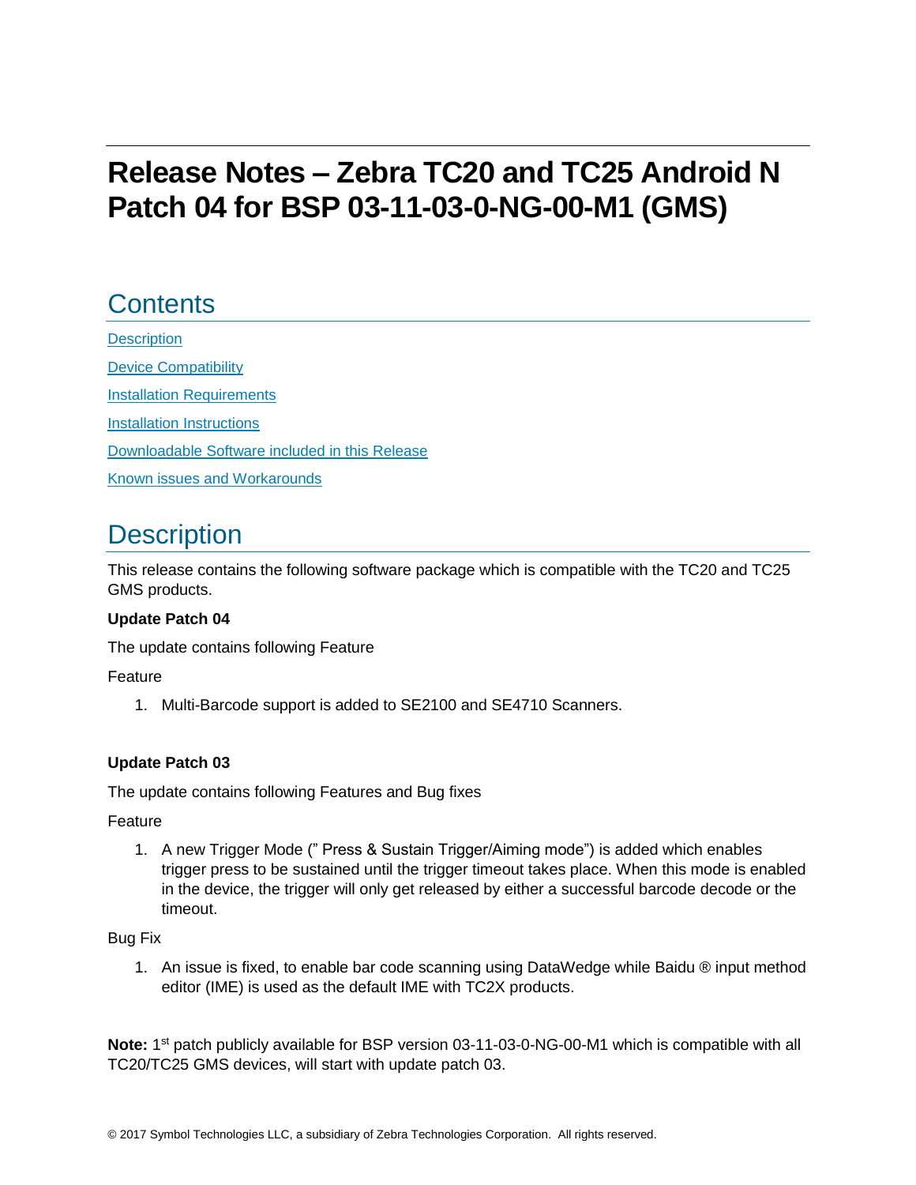# Release Notes – Zebra TC20 and TC25 Android N Patch 04 for BSP 03-11-03-0-NG-00-M1 (GMS)

## Contents

[Description](#description)

[Device Compatibility](#device-compatibility)

[Installation Requirements](#installation-requirements)

[Installation Instructions](#installation-instructions)

[Downloadable Software included in this Release](#downloadable-software-included-in-this-release)

[Known issues and Workarounds](#known-issues-and-workarounds)

## Description

This release contains the following software package which is compatible with the TC20 and TC25 GMS products.

**Update Patch 04**

The update contains following Feature

Feature

1. Multi-Barcode support is added to SE2100 and SE4710 Scanners.

**Update Patch 03**

The update contains following Features and Bug fixes

Feature

1. A new Trigger Mode (" Press & Sustain Trigger/Aiming mode") is added which enables trigger press to be sustained until the trigger timeout takes place. When this mode is enabled in the device, the trigger will only get released by either a successful barcode decode or the timeout.

Bug Fix

1. An issue is fixed, to enable bar code scanning using DataWedge while Baidu ® input method editor (IME) is used as the default IME with TC2X products.

**Note:** 1st patch publicly available for BSP version 03-11-03-0-NG-00-M1 which is compatible with all TC20/TC25 GMS devices, will start with update patch 03.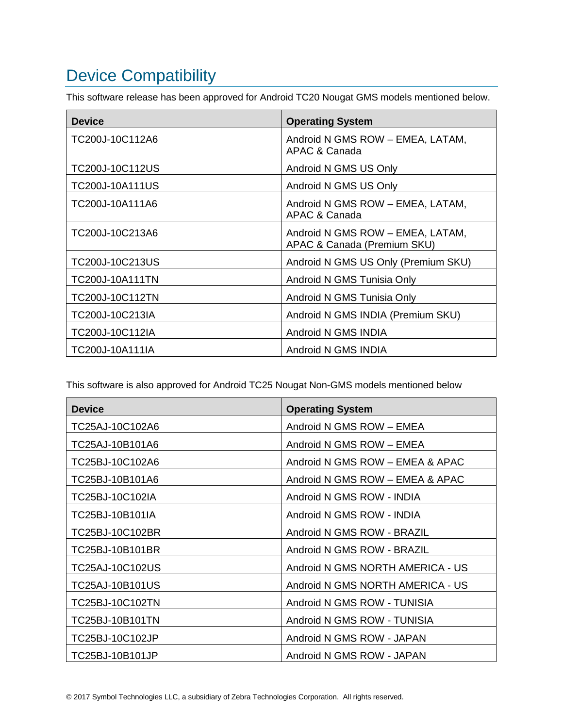## Device Compatibility

This software release has been approved for Android TC20 Nougat GMS models mentioned below.

| Device | Operating System |
| --- | --- |
| TC200J-10C112A6 | Android N GMS ROW – EMEA, LATAM, APAC & Canada |
| TC200J-10C112US | Android N GMS US Only |
| TC200J-10A111US | Android N GMS US Only |
| TC200J-10A111A6 | Android N GMS ROW – EMEA, LATAM, APAC & Canada |
| TC200J-10C213A6 | Android N GMS ROW – EMEA, LATAM, APAC & Canada (Premium SKU) |
| TC200J-10C213US | Android N GMS US Only (Premium SKU) |
| TC200J-10A111TN | Android N GMS Tunisia Only |
| TC200J-10C112TN | Android N GMS Tunisia Only |
| TC200J-10C213IA | Android N GMS INDIA (Premium SKU) |
| TC200J-10C112IA | Android N GMS INDIA |
| TC200J-10A111IA | Android N GMS INDIA |

This software is also approved for Android TC25 Nougat Non-GMS models mentioned below

| Device | Operating System |
| --- | --- |
| TC25AJ-10C102A6 | Android N GMS ROW – EMEA |
| TC25AJ-10B101A6 | Android N GMS ROW – EMEA |
| TC25BJ-10C102A6 | Android N GMS ROW – EMEA & APAC |
| TC25BJ-10B101A6 | Android N GMS ROW – EMEA & APAC |
| TC25BJ-10C102IA | Android N GMS ROW - INDIA |
| TC25BJ-10B101IA | Android N GMS ROW - INDIA |
| TC25BJ-10C102BR | Android N GMS ROW - BRAZIL |
| TC25BJ-10B101BR | Android N GMS ROW - BRAZIL |
| TC25AJ-10C102US | Android N GMS NORTH AMERICA - US |
| TC25AJ-10B101US | Android N GMS NORTH AMERICA - US |
| TC25BJ-10C102TN | Android N GMS ROW - TUNISIA |
| TC25BJ-10B101TN | Android N GMS ROW - TUNISIA |
| TC25BJ-10C102JP | Android N GMS ROW - JAPAN |
| TC25BJ-10B101JP | Android N GMS ROW - JAPAN |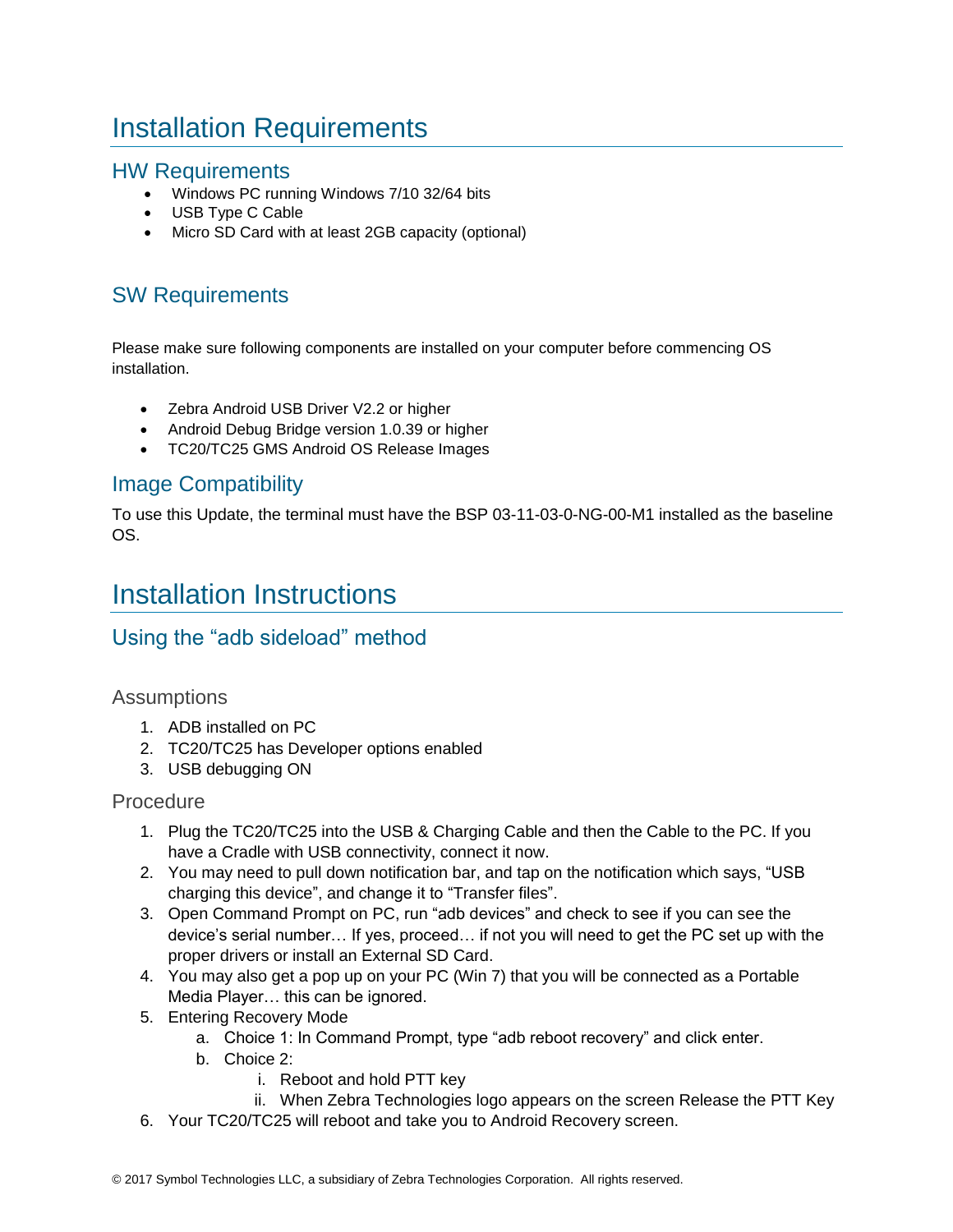# Installation Requirements

## HW Requirements

- Windows PC running Windows 7/10 32/64 bits
- USB Type C Cable
- Micro SD Card with at least 2GB capacity (optional)

## SW Requirements

Please make sure following components are installed on your computer before commencing OS installation.

- Zebra Android USB Driver V2.2 or higher
- Android Debug Bridge version 1.0.39 or higher
- TC20/TC25 GMS Android OS Release Images

## Image Compatibility

To use this Update, the terminal must have the BSP 03-11-03-0-NG-00-M1 installed as the baseline OS.

# Installation Instructions

## Using the “adb sideload” method

### Assumptions

1. ADB installed on PC
2. TC20/TC25 has Developer options enabled
3. USB debugging ON

### Procedure

1. Plug the TC20/TC25 into the USB & Charging Cable and then the Cable to the PC. If you have a Cradle with USB connectivity, connect it now.
2. You may need to pull down notification bar, and tap on the notification which says, “USB charging this device”, and change it to “Transfer files”.
3. Open Command Prompt on PC, run “adb devices” and check to see if you can see the device’s serial number… If yes, proceed… if not you will need to get the PC set up with the proper drivers or install an External SD Card.
4. You may also get a pop up on your PC (Win 7) that you will be connected as a Portable Media Player… this can be ignored.
5. Entering Recovery Mode
    a. Choice 1: In Command Prompt, type “adb reboot recovery” and click enter.
    b. Choice 2:
        i. Reboot and hold PTT key
        ii. When Zebra Technologies logo appears on the screen Release the PTT Key
6. Your TC20/TC25 will reboot and take you to Android Recovery screen.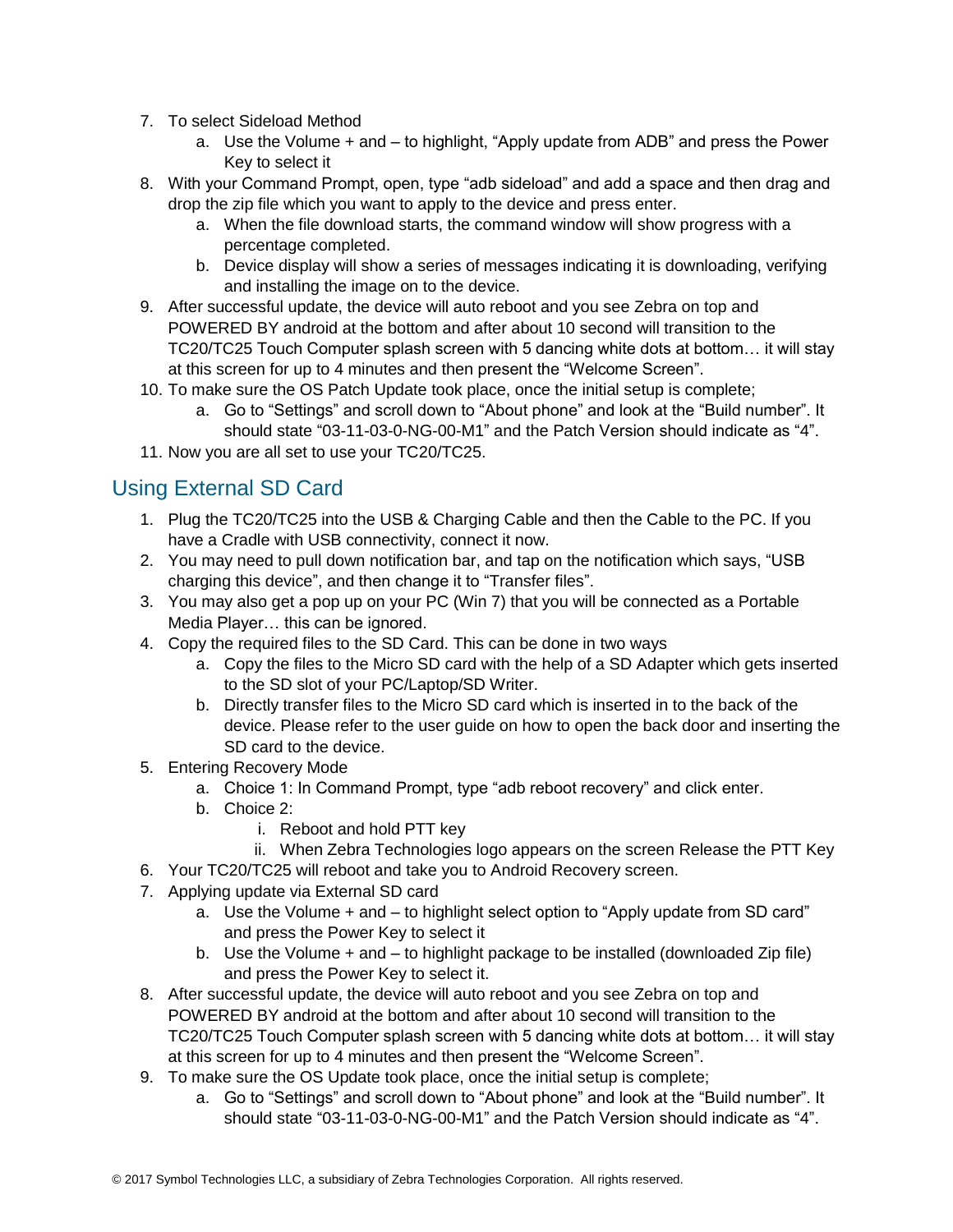7. To select Sideload Method
    a. Use the Volume + and – to highlight, "Apply update from ADB" and press the Power Key to select it
8. With your Command Prompt, open, type "adb sideload" and add a space and then drag and drop the zip file which you want to apply to the device and press enter.
    a. When the file download starts, the command window will show progress with a percentage completed.
    b. Device display will show a series of messages indicating it is downloading, verifying and installing the image on to the device.
9. After successful update, the device will auto reboot and you see Zebra on top and POWERED BY android at the bottom and after about 10 second will transition to the TC20/TC25 Touch Computer splash screen with 5 dancing white dots at bottom… it will stay at this screen for up to 4 minutes and then present the "Welcome Screen".
10. To make sure the OS Patch Update took place, once the initial setup is complete;
    a. Go to "Settings" and scroll down to "About phone" and look at the "Build number". It should state "03-11-03-0-NG-00-M1" and the Patch Version should indicate as "4".
11. Now you are all set to use your TC20/TC25.

## Using External SD Card

1. Plug the TC20/TC25 into the USB & Charging Cable and then the Cable to the PC. If you have a Cradle with USB connectivity, connect it now.
2. You may need to pull down notification bar, and tap on the notification which says, "USB charging this device", and then change it to "Transfer files".
3. You may also get a pop up on your PC (Win 7) that you will be connected as a Portable Media Player… this can be ignored.
4. Copy the required files to the SD Card. This can be done in two ways
    a. Copy the files to the Micro SD card with the help of a SD Adapter which gets inserted to the SD slot of your PC/Laptop/SD Writer.
    b. Directly transfer files to the Micro SD card which is inserted in to the back of the device. Please refer to the user guide on how to open the back door and inserting the SD card to the device.
5. Entering Recovery Mode
    a. Choice 1: In Command Prompt, type "adb reboot recovery" and click enter.
    b. Choice 2:
        i. Reboot and hold PTT key
        ii. When Zebra Technologies logo appears on the screen Release the PTT Key
6. Your TC20/TC25 will reboot and take you to Android Recovery screen.
7. Applying update via External SD card
    a. Use the Volume + and – to highlight select option to "Apply update from SD card" and press the Power Key to select it
    b. Use the Volume + and – to highlight package to be installed (downloaded Zip file) and press the Power Key to select it.
8. After successful update, the device will auto reboot and you see Zebra on top and POWERED BY android at the bottom and after about 10 second will transition to the TC20/TC25 Touch Computer splash screen with 5 dancing white dots at bottom… it will stay at this screen for up to 4 minutes and then present the "Welcome Screen".
9. To make sure the OS Update took place, once the initial setup is complete;
    a. Go to "Settings" and scroll down to "About phone" and look at the "Build number". It should state "03-11-03-0-NG-00-M1" and the Patch Version should indicate as "4".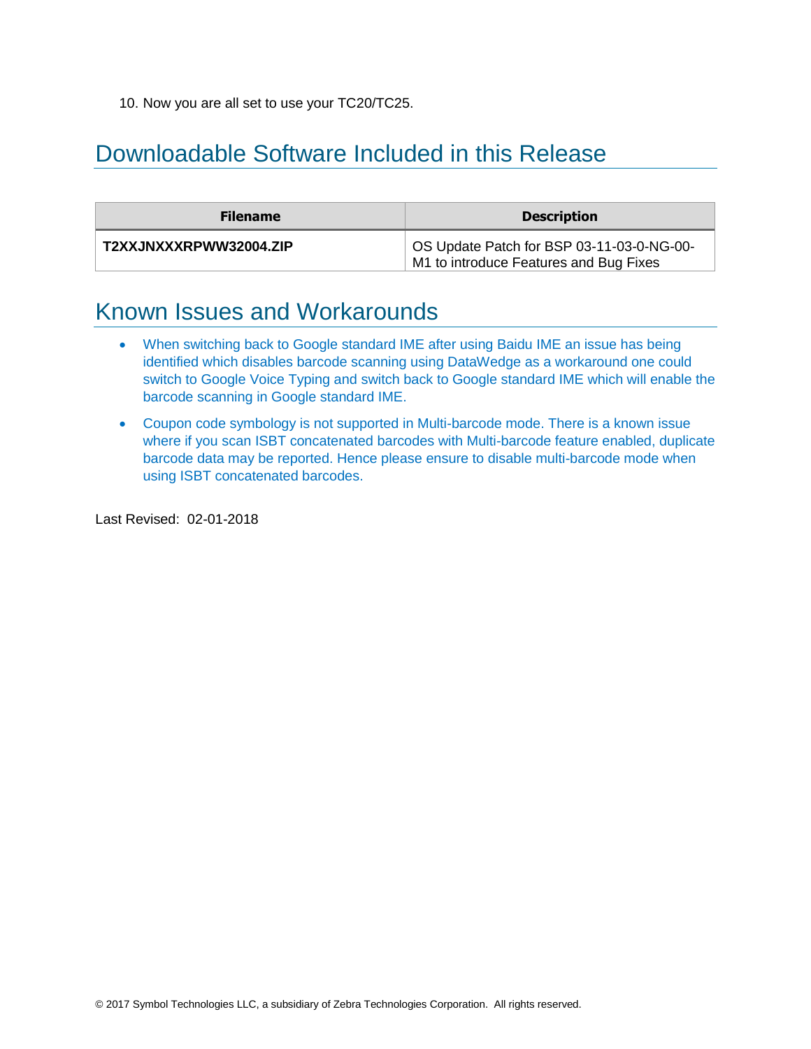10. Now you are all set to use your TC20/TC25.

## Downloadable Software Included in this Release

| Filename | Description |
| --- | --- |
| **T2XXJNXXXRPWW32004.ZIP** | OS Update Patch for BSP 03-11-03-0-NG-00-M1 to introduce Features and Bug Fixes |

## Known Issues and Workarounds

- When switching back to Google standard IME after using Baidu IME an issue has being identified which disables barcode scanning using DataWedge as a workaround one could switch to Google Voice Typing and switch back to Google standard IME which will enable the barcode scanning in Google standard IME.
- Coupon code symbology is not supported in Multi-barcode mode. There is a known issue where if you scan ISBT concatenated barcodes with Multi-barcode feature enabled, duplicate barcode data may be reported. Hence please ensure to disable multi-barcode mode when using ISBT concatenated barcodes.

Last Revised: 02-01-2018

© 2017 Symbol Technologies LLC, a subsidiary of Zebra Technologies Corporation. All rights reserved.